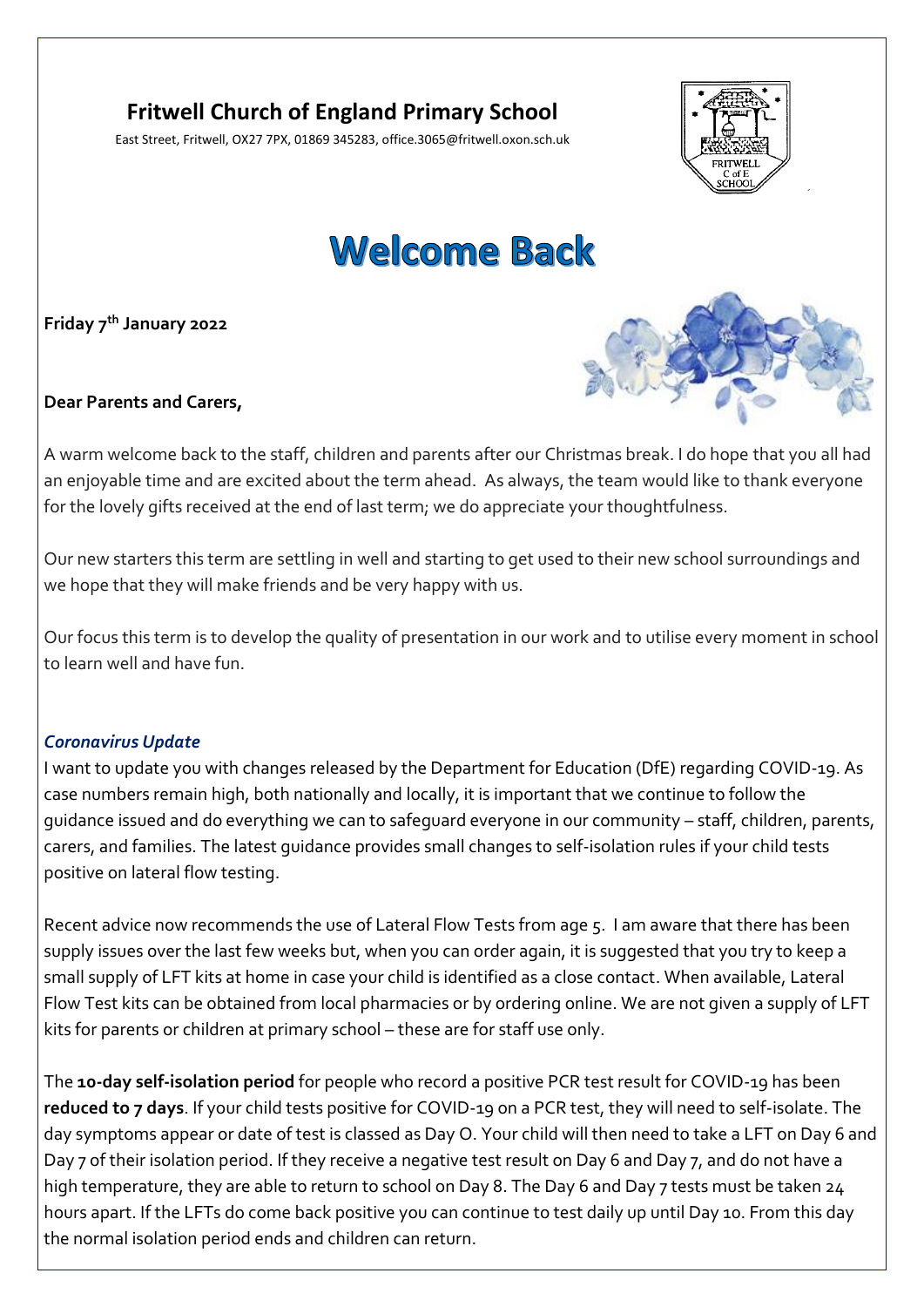# Fritwell Church of England Primary School

East Street, Fritwell, OX27 7PX, 01869 345283, office.3065@fritwell.oxon.sch.uk

# Welcome Back

**Friday 7th January 2022**

**Dear Parents and Carers,**

A warm welcome back to the staff, children and parents after our Christmas break. I do hope that you all had an enjoyable time and are excited about the term ahead. As always, the team would like to thank everyone for the lovely gifts received at the end of last term; we do appreciate your thoughtfulness.

Our new starters this term are settling in well and starting to get used to their new school surroundings and we hope that they will make friends and be very happy with us.

Our focus this term is to develop the quality of presentation in our work and to utilise every moment in school to learn well and have fun.

### *Coronavirus Update*

I want to update you with changes released by the Department for Education (DfE) regarding COVID-19. As case numbers remain high, both nationally and locally, it is important that we continue to follow the guidance issued and do everything we can to safeguard everyone in our community – staff, children, parents, carers, and families. The latest guidance provides small changes to self-isolation rules if your child tests positive on lateral flow testing.

Recent advice now recommends the use of Lateral Flow Tests from age 5. I am aware that there has been supply issues over the last few weeks but, when you can order again, it is suggested that you try to keep a small supply of LFT kits at home in case your child is identified as a close contact. When available, Lateral Flow Test kits can be obtained from local pharmacies or by ordering online. We are not given a supply of LFT kits for parents or children at primary school – these are for staff use only.

The **10-day self-isolation period** for people who record a positive PCR test result for COVID-19 has been **reduced to 7 days**. If your child tests positive for COVID-19 on a PCR test, they will need to self-isolate. The day symptoms appear or date of test is classed as Day O. Your child will then need to take a LFT on Day 6 and Day 7 of their isolation period. If they receive a negative test result on Day 6 and Day 7, and do not have a high temperature, they are able to return to school on Day 8. The Day 6 and Day 7 tests must be taken 24 hours apart. If the LFTs do come back positive you can continue to test daily up until Day 10. From this day the normal isolation period ends and children can return.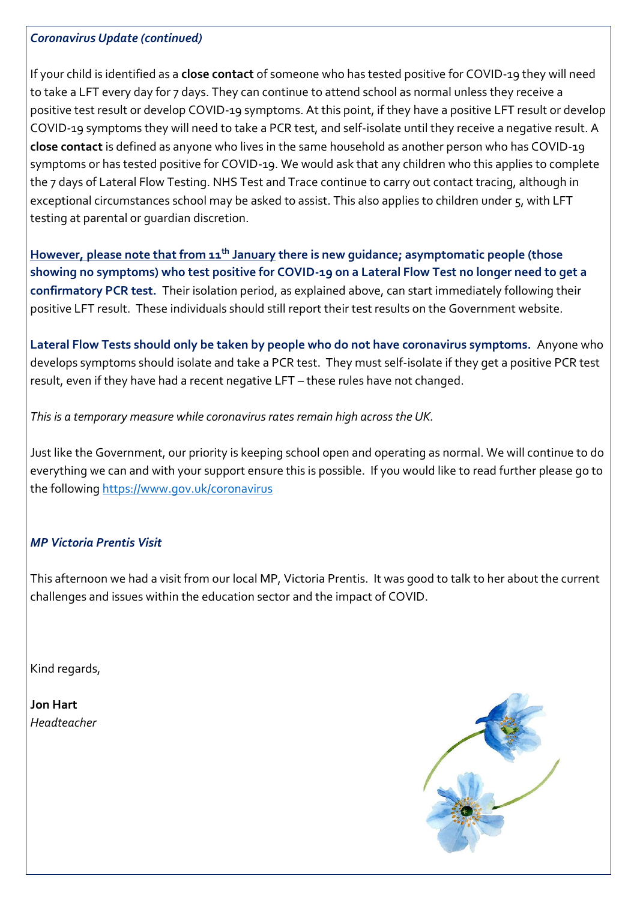*Coronavirus Update (continued)*

If your child is identified as a **close contact** of someone who has tested positive for COVID-19 they will need to take a LFT every day for 7 days. They can continue to attend school as normal unless they receive a positive test result or develop COVID-19 symptoms. At this point, if they have a positive LFT result or develop COVID-19 symptoms they will need to take a PCR test, and self-isolate until they receive a negative result. A **close contact** is defined as anyone who lives in the same household as another person who has COVID-19 symptoms or has tested positive for COVID-19. We would ask that any children who this applies to complete the 7 days of Lateral Flow Testing. NHS Test and Trace continue to carry out contact tracing, although in exceptional circumstances school may be asked to assist. This also applies to children under 5, with LFT testing at parental or guardian discretion.

**However, please note that from 11th January there is new guidance; asymptomatic people (those showing no symptoms) who test positive for COVID-19 on a Lateral Flow Test no longer need to get a confirmatory PCR test.** Their isolation period, as explained above, can start immediately following their positive LFT result. These individuals should still report their test results on the Government website.

**Lateral Flow Tests should only be taken by people who do not have coronavirus symptoms.** Anyone who develops symptoms should isolate and take a PCR test. They must self-isolate if they get a positive PCR test result, even if they have had a recent negative LFT – these rules have not changed.

*This is a temporary measure while coronavirus rates remain high across the UK.*

Just like the Government, our priority is keeping school open and operating as normal. We will continue to do everything we can and with your support ensure this is possible. If you would like to read further please go to the following https://www.gov.uk/coronavirus

*MP Victoria Prentis Visit*

This afternoon we had a visit from our local MP, Victoria Prentis. It was good to talk to her about the current challenges and issues within the education sector and the impact of COVID.

Kind regards,

**Jon Hart**
*Headteacher*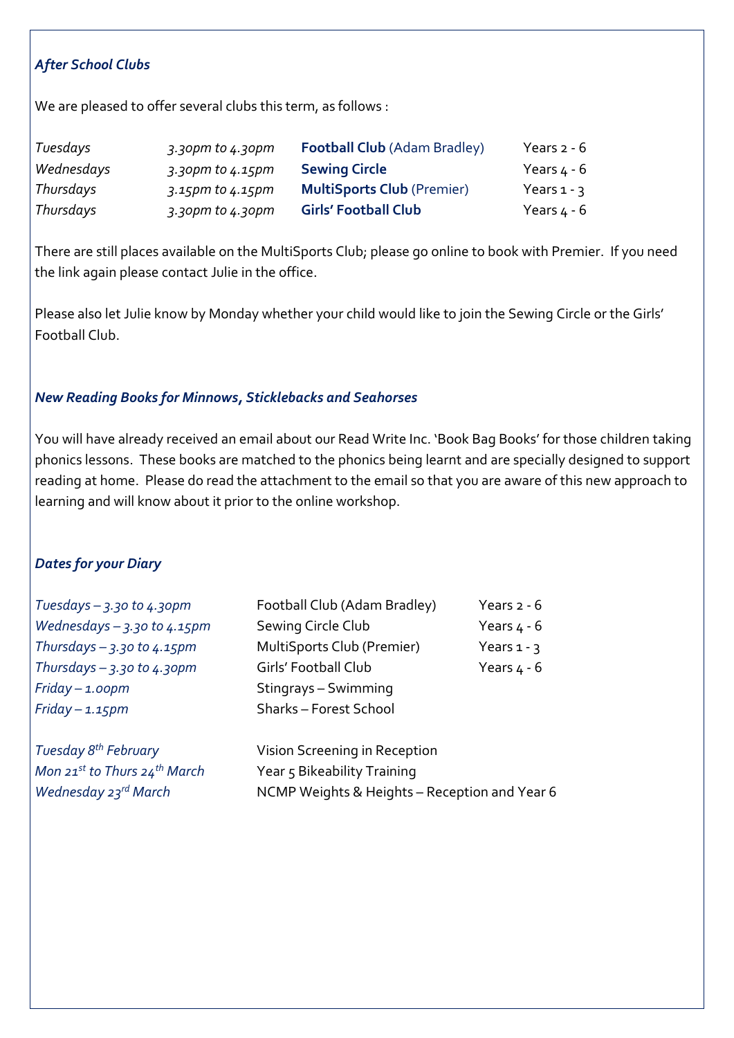### *After School Clubs*

We are pleased to offer several clubs this term, as follows :

| | | | |
|---|---|---|---|
| *Tuesdays* | *3.30pm to 4.30pm* | **Football Club** (Adam Bradley) | Years 2 - 6 |
| *Wednesdays* | *3.30pm to 4.15pm* | **Sewing Circle** | Years 4 - 6 |
| *Thursdays* | *3.15pm to 4.15pm* | **MultiSports Club** (Premier) | Years 1 - 3 |
| *Thursdays* | *3.30pm to 4.30pm* | **Girls' Football Club** | Years 4 - 6 |

There are still places available on the MultiSports Club; please go online to book with Premier. If you need the link again please contact Julie in the office.

Please also let Julie know by Monday whether your child would like to join the Sewing Circle or the Girls' Football Club.

### *New Reading Books for Minnows, Sticklebacks and Seahorses*

You will have already received an email about our Read Write Inc. 'Book Bag Books' for those children taking phonics lessons. These books are matched to the phonics being learnt and are specially designed to support reading at home. Please do read the attachment to the email so that you are aware of this new approach to learning and will know about it prior to the online workshop.

### *Dates for your Diary*

| | | |
|---|---|---|
| *Tuesdays – 3.30 to 4.30pm* | Football Club (Adam Bradley) | Years 2 - 6 |
| *Wednesdays – 3.30 to 4.15pm* | Sewing Circle Club | Years 4 - 6 |
| *Thursdays – 3.30 to 4.15pm* | MultiSports Club (Premier) | Years 1 - 3 |
| *Thursdays – 3.30 to 4.30pm* | Girls' Football Club | Years 4 - 6 |
| *Friday – 1.00pm* | Stingrays – Swimming | |
| *Friday – 1.15pm* | Sharks – Forest School | |

| | |
|---|---|
| *Tuesday 8th February* | Vision Screening in Reception |
| *Mon 21st to Thurs 24th March* | Year 5 Bikeability Training |
| *Wednesday 23rd March* | NCMP Weights & Heights – Reception and Year 6 |